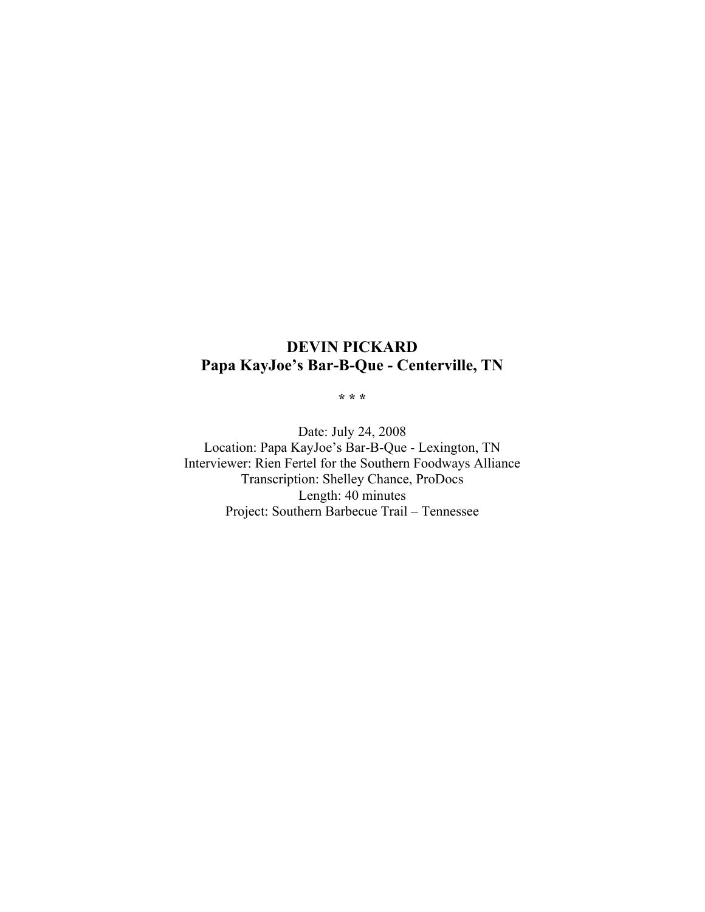# DEVIN PICKARD

## Papa KayJoe's Bar-B-Que - Centerville, TN

\* \* \*

Date: July 24, 2008
Location: Papa KayJoe's Bar-B-Que - Lexington, TN
Interviewer: Rien Fertel for the Southern Foodways Alliance
Transcription: Shelley Chance, ProDocs
Length: 40 minutes
Project: Southern Barbecue Trail – Tennessee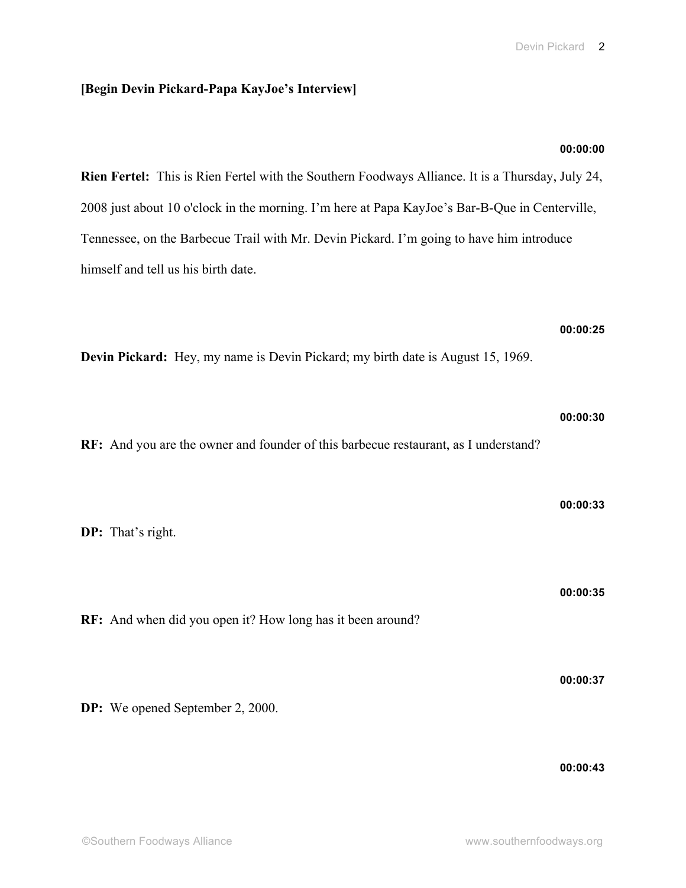**[Begin Devin Pickard-Papa KayJoe's Interview]**

**00:00:00**

**Rien Fertel:** This is Rien Fertel with the Southern Foodways Alliance. It is a Thursday, July 24, 2008 just about 10 o'clock in the morning. I'm here at Papa KayJoe's Bar-B-Que in Centerville, Tennessee, on the Barbecue Trail with Mr. Devin Pickard. I'm going to have him introduce himself and tell us his birth date.

**00:00:25**

**Devin Pickard:** Hey, my name is Devin Pickard; my birth date is August 15, 1969.

**00:00:30**

**RF:** And you are the owner and founder of this barbecue restaurant, as I understand?

**00:00:33**

**DP:** That's right.

**00:00:35**

**RF:** And when did you open it? How long has it been around?

**00:00:37**

**DP:** We opened September 2, 2000.

**00:00:43**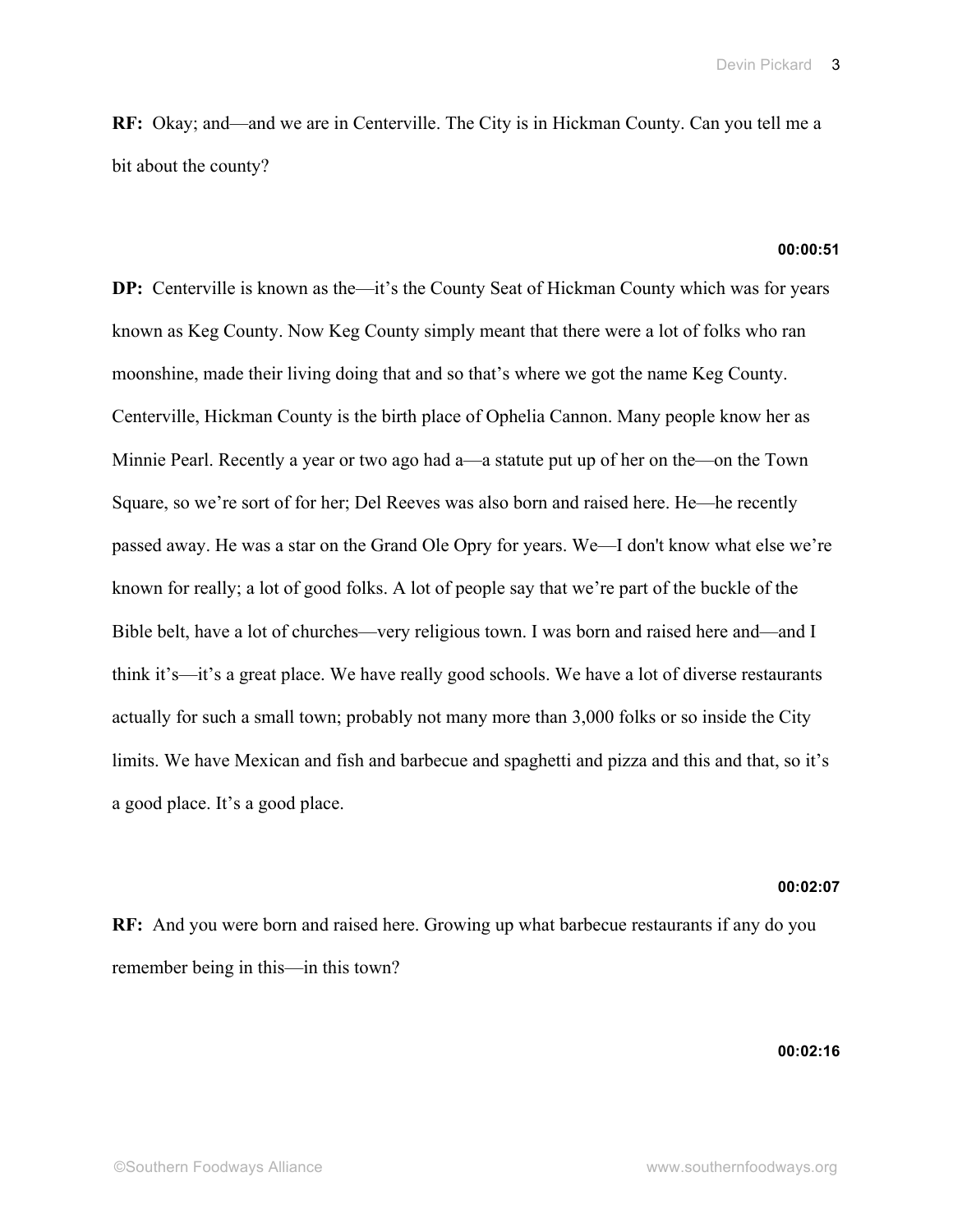**RF:** Okay; and—and we are in Centerville. The City is in Hickman County. Can you tell me a bit about the county?

**00:00:51**

**DP:** Centerville is known as the—it's the County Seat of Hickman County which was for years known as Keg County. Now Keg County simply meant that there were a lot of folks who ran moonshine, made their living doing that and so that's where we got the name Keg County. Centerville, Hickman County is the birth place of Ophelia Cannon. Many people know her as Minnie Pearl. Recently a year or two ago had a—a statute put up of her on the—on the Town Square, so we're sort of for her; Del Reeves was also born and raised here. He—he recently passed away. He was a star on the Grand Ole Opry for years. We—I don't know what else we're known for really; a lot of good folks. A lot of people say that we're part of the buckle of the Bible belt, have a lot of churches—very religious town. I was born and raised here and—and I think it's—it's a great place. We have really good schools. We have a lot of diverse restaurants actually for such a small town; probably not many more than 3,000 folks or so inside the City limits. We have Mexican and fish and barbecue and spaghetti and pizza and this and that, so it's a good place. It's a good place.

**00:02:07**

**RF:** And you were born and raised here. Growing up what barbecue restaurants if any do you remember being in this—in this town?

**00:02:16**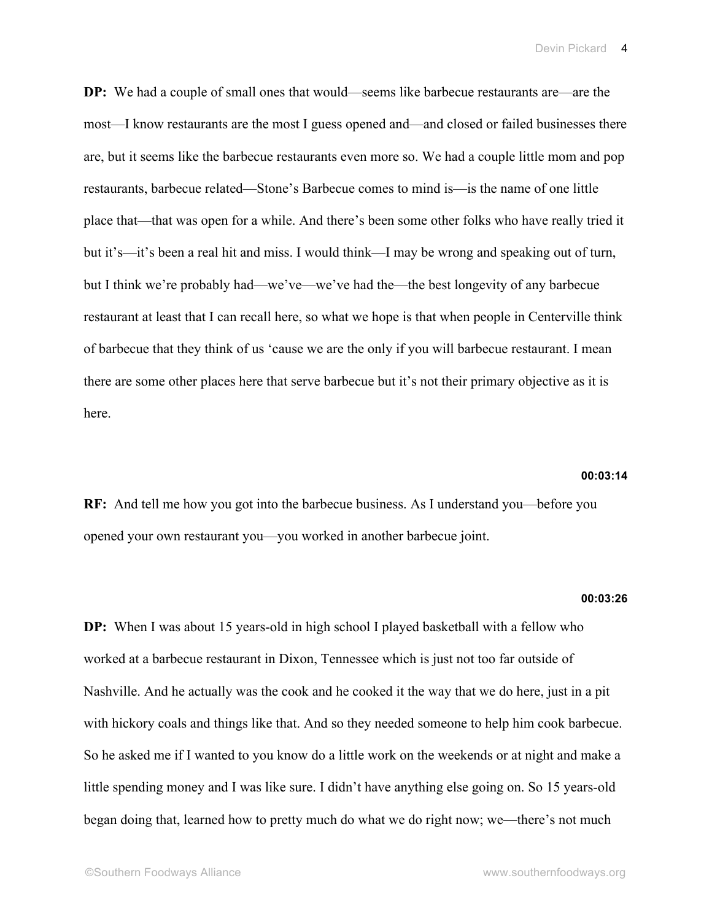**DP:** We had a couple of small ones that would—seems like barbecue restaurants are—are the most—I know restaurants are the most I guess opened and—and closed or failed businesses there are, but it seems like the barbecue restaurants even more so. We had a couple little mom and pop restaurants, barbecue related—Stone's Barbecue comes to mind is—is the name of one little place that—that was open for a while. And there's been some other folks who have really tried it but it's—it's been a real hit and miss. I would think—I may be wrong and speaking out of turn, but I think we're probably had—we've—we've had the—the best longevity of any barbecue restaurant at least that I can recall here, so what we hope is that when people in Centerville think of barbecue that they think of us 'cause we are the only if you will barbecue restaurant. I mean there are some other places here that serve barbecue but it's not their primary objective as it is here.

**00:03:14**

**RF:** And tell me how you got into the barbecue business. As I understand you—before you opened your own restaurant you—you worked in another barbecue joint.

**00:03:26**

**DP:** When I was about 15 years-old in high school I played basketball with a fellow who worked at a barbecue restaurant in Dixon, Tennessee which is just not too far outside of Nashville. And he actually was the cook and he cooked it the way that we do here, just in a pit with hickory coals and things like that. And so they needed someone to help him cook barbecue. So he asked me if I wanted to you know do a little work on the weekends or at night and make a little spending money and I was like sure. I didn't have anything else going on. So 15 years-old began doing that, learned how to pretty much do what we do right now; we—there's not much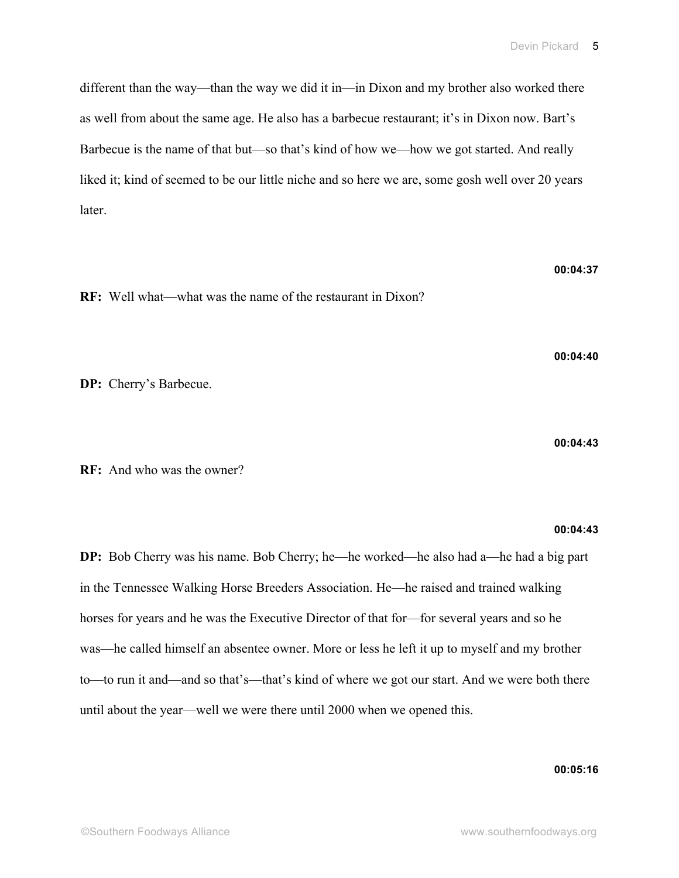different than the way—than the way we did it in—in Dixon and my brother also worked there as well from about the same age. He also has a barbecue restaurant; it's in Dixon now. Bart's Barbecue is the name of that but—so that's kind of how we—how we got started. And really liked it; kind of seemed to be our little niche and so here we are, some gosh well over 20 years later.

**00:04:37**

**RF:** Well what—what was the name of the restaurant in Dixon?

**00:04:40**

**DP:** Cherry's Barbecue.

**00:04:43**

**RF:** And who was the owner?

**00:04:43**

**DP:** Bob Cherry was his name. Bob Cherry; he—he worked—he also had a—he had a big part in the Tennessee Walking Horse Breeders Association. He—he raised and trained walking horses for years and he was the Executive Director of that for—for several years and so he was—he called himself an absentee owner. More or less he left it up to myself and my brother to—to run it and—and so that's—that's kind of where we got our start. And we were both there until about the year—well we were there until 2000 when we opened this.

**00:05:16**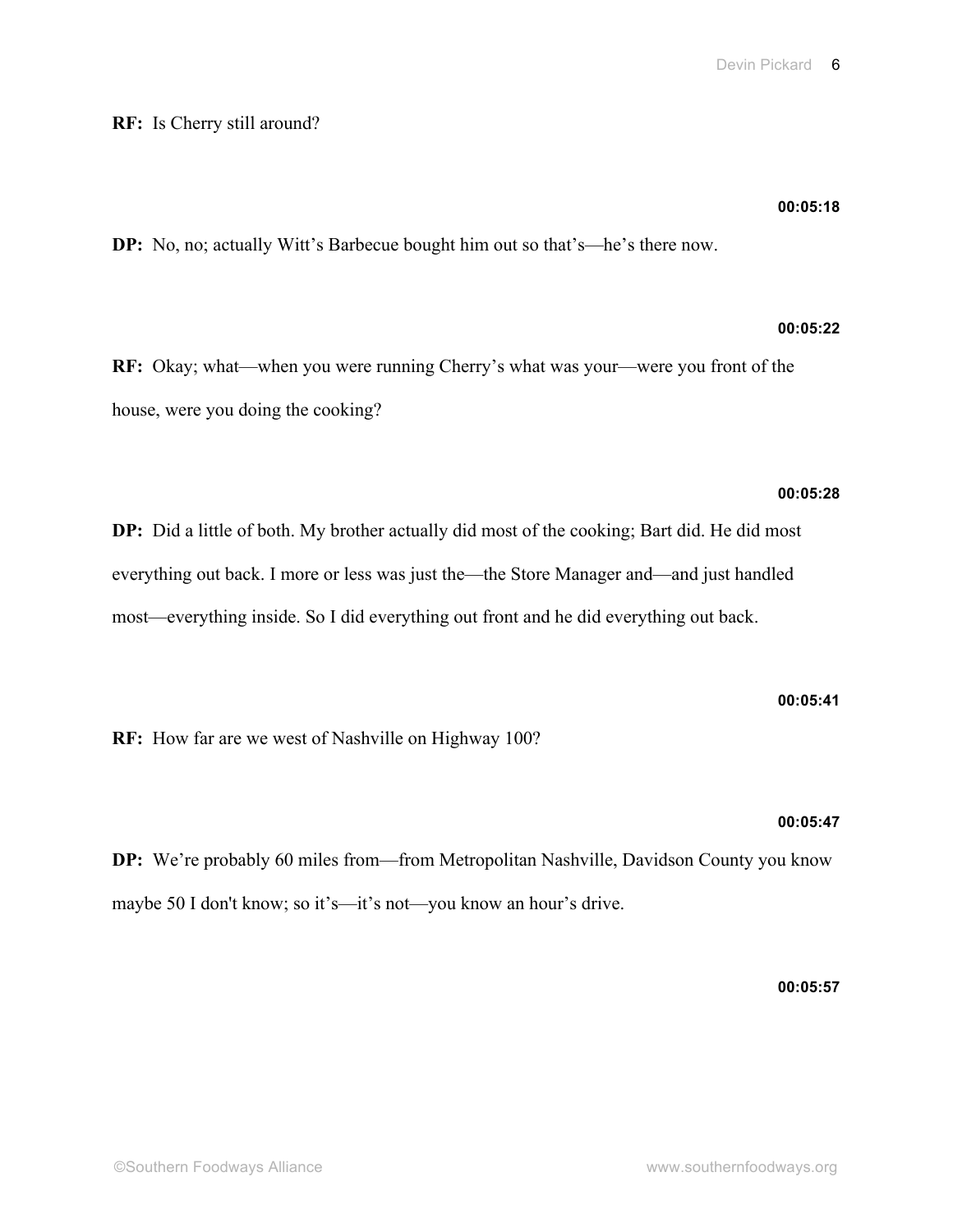**RF:** Is Cherry still around?

**00:05:18**

**DP:** No, no; actually Witt's Barbecue bought him out so that's—he's there now.

**00:05:22**

**RF:** Okay; what—when you were running Cherry's what was your—were you front of the house, were you doing the cooking?

**00:05:28**

**DP:** Did a little of both. My brother actually did most of the cooking; Bart did. He did most everything out back. I more or less was just the—the Store Manager and—and just handled most—everything inside. So I did everything out front and he did everything out back.

**00:05:41**

**RF:** How far are we west of Nashville on Highway 100?

**00:05:47**

**DP:** We're probably 60 miles from—from Metropolitan Nashville, Davidson County you know maybe 50 I don't know; so it's—it's not—you know an hour's drive.

**00:05:57**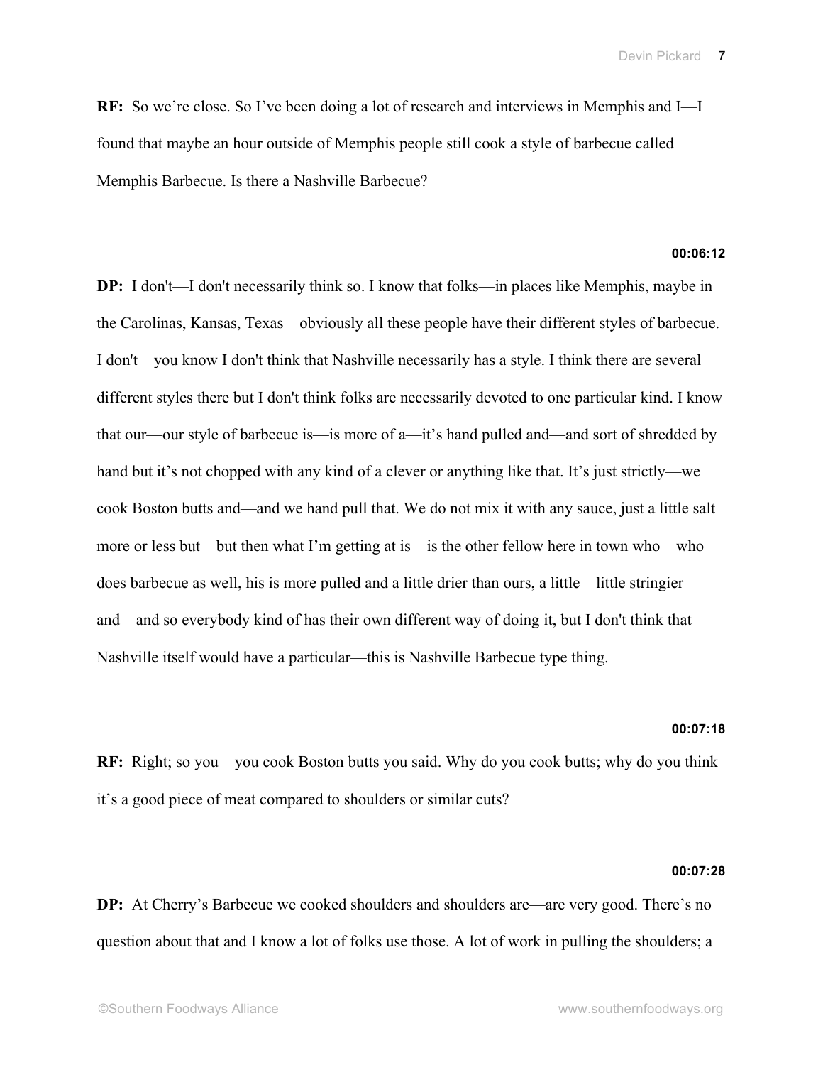**RF:** So we're close. So I've been doing a lot of research and interviews in Memphis and I—I found that maybe an hour outside of Memphis people still cook a style of barbecue called Memphis Barbecue. Is there a Nashville Barbecue?

**00:06:12**

**DP:** I don't—I don't necessarily think so. I know that folks—in places like Memphis, maybe in the Carolinas, Kansas, Texas—obviously all these people have their different styles of barbecue. I don't—you know I don't think that Nashville necessarily has a style. I think there are several different styles there but I don't think folks are necessarily devoted to one particular kind. I know that our—our style of barbecue is—is more of a—it's hand pulled and—and sort of shredded by hand but it's not chopped with any kind of a clever or anything like that. It's just strictly—we cook Boston butts and—and we hand pull that. We do not mix it with any sauce, just a little salt more or less but—but then what I'm getting at is—is the other fellow here in town who—who does barbecue as well, his is more pulled and a little drier than ours, a little—little stringier and—and so everybody kind of has their own different way of doing it, but I don't think that Nashville itself would have a particular—this is Nashville Barbecue type thing.

**00:07:18**

**RF:** Right; so you—you cook Boston butts you said. Why do you cook butts; why do you think it's a good piece of meat compared to shoulders or similar cuts?

**00:07:28**

**DP:** At Cherry's Barbecue we cooked shoulders and shoulders are—are very good. There's no question about that and I know a lot of folks use those. A lot of work in pulling the shoulders; a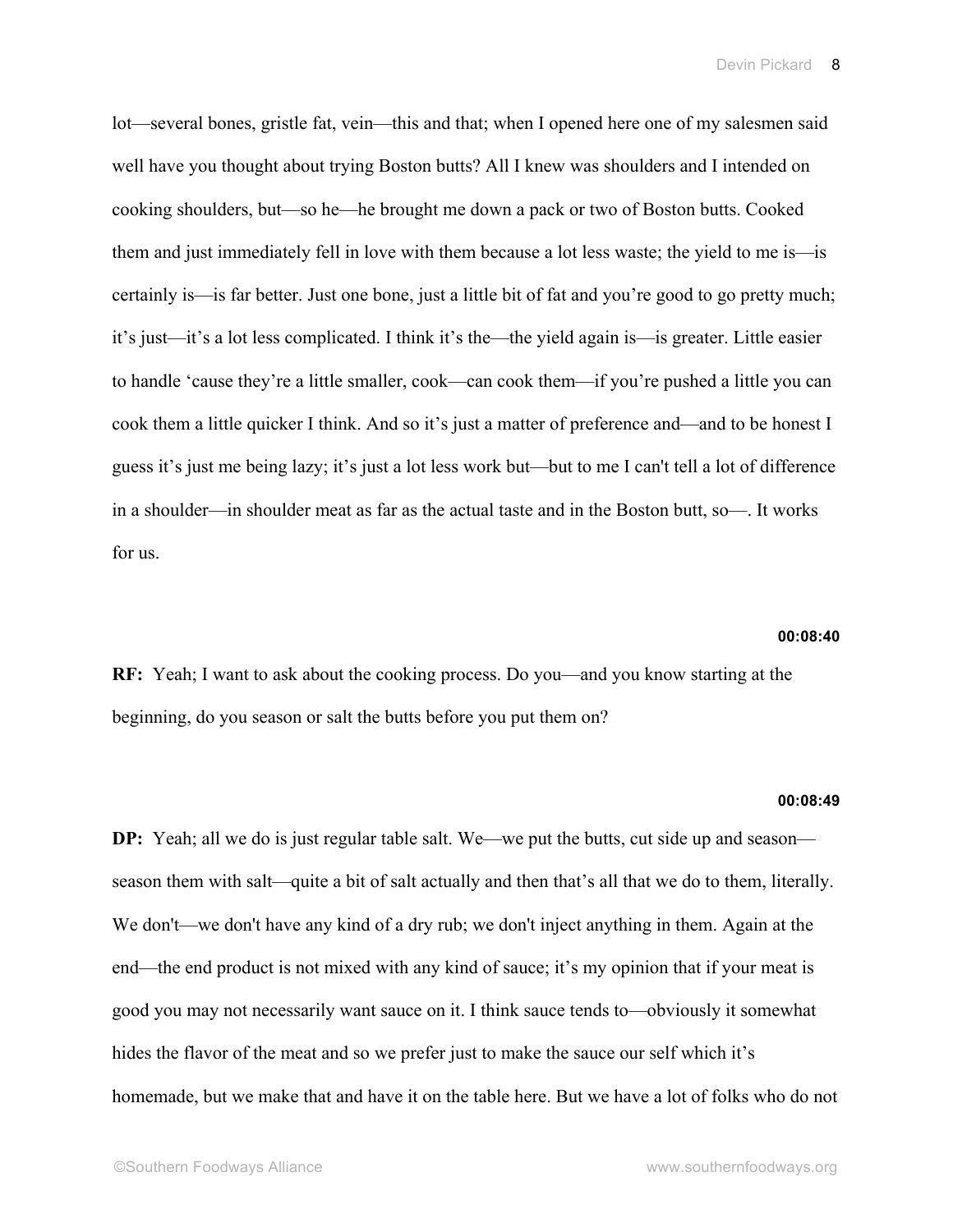lot—several bones, gristle fat, vein—this and that; when I opened here one of my salesmen said well have you thought about trying Boston butts? All I knew was shoulders and I intended on cooking shoulders, but—so he—he brought me down a pack or two of Boston butts. Cooked them and just immediately fell in love with them because a lot less waste; the yield to me is—is certainly is—is far better. Just one bone, just a little bit of fat and you're good to go pretty much; it's just—it's a lot less complicated. I think it's the—the yield again is—is greater. Little easier to handle 'cause they're a little smaller, cook—can cook them—if you're pushed a little you can cook them a little quicker I think. And so it's just a matter of preference and—and to be honest I guess it's just me being lazy; it's just a lot less work but—but to me I can't tell a lot of difference in a shoulder—in shoulder meat as far as the actual taste and in the Boston butt, so—. It works for us.

**00:08:40**

**RF:** Yeah; I want to ask about the cooking process. Do you—and you know starting at the beginning, do you season or salt the butts before you put them on?

**00:08:49**

**DP:** Yeah; all we do is just regular table salt. We—we put the butts, cut side up and season—season them with salt—quite a bit of salt actually and then that's all that we do to them, literally. We don't—we don't have any kind of a dry rub; we don't inject anything in them. Again at the end—the end product is not mixed with any kind of sauce; it's my opinion that if your meat is good you may not necessarily want sauce on it. I think sauce tends to—obviously it somewhat hides the flavor of the meat and so we prefer just to make the sauce our self which it's homemade, but we make that and have it on the table here. But we have a lot of folks who do not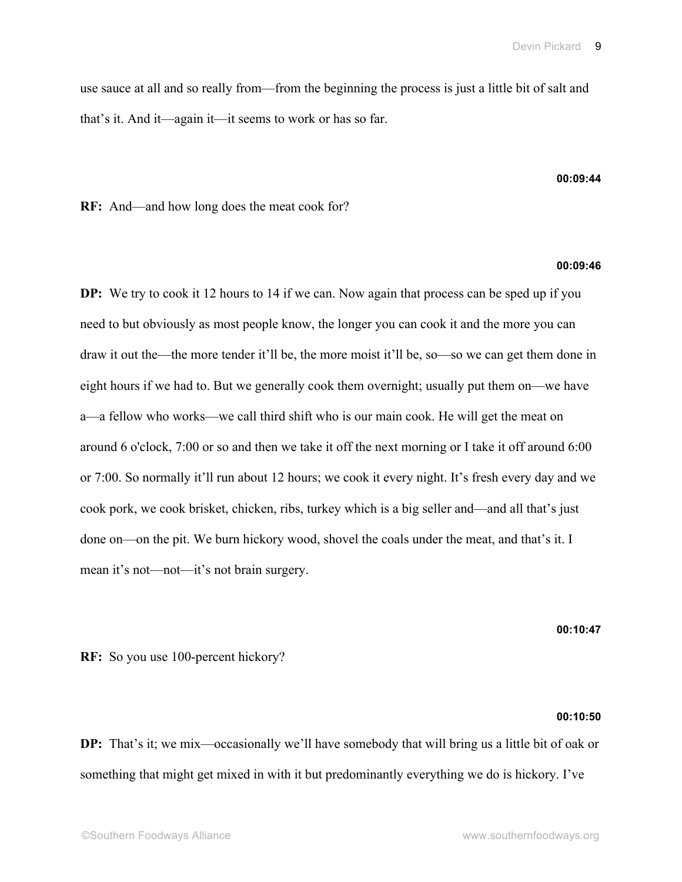use sauce at all and so really from—from the beginning the process is just a little bit of salt and that's it. And it—again it—it seems to work or has so far.

**00:09:44**

**RF:** And—and how long does the meat cook for?

**00:09:46**

**DP:** We try to cook it 12 hours to 14 if we can. Now again that process can be sped up if you need to but obviously as most people know, the longer you can cook it and the more you can draw it out the—the more tender it'll be, the more moist it'll be, so—so we can get them done in eight hours if we had to. But we generally cook them overnight; usually put them on—we have a—a fellow who works—we call third shift who is our main cook. He will get the meat on around 6 o'clock, 7:00 or so and then we take it off the next morning or I take it off around 6:00 or 7:00. So normally it'll run about 12 hours; we cook it every night. It's fresh every day and we cook pork, we cook brisket, chicken, ribs, turkey which is a big seller and—and all that's just done on—on the pit. We burn hickory wood, shovel the coals under the meat, and that's it. I mean it's not—not—it's not brain surgery.

**00:10:47**

**RF:** So you use 100-percent hickory?

**00:10:50**

**DP:** That's it; we mix—occasionally we'll have somebody that will bring us a little bit of oak or something that might get mixed in with it but predominantly everything we do is hickory. I've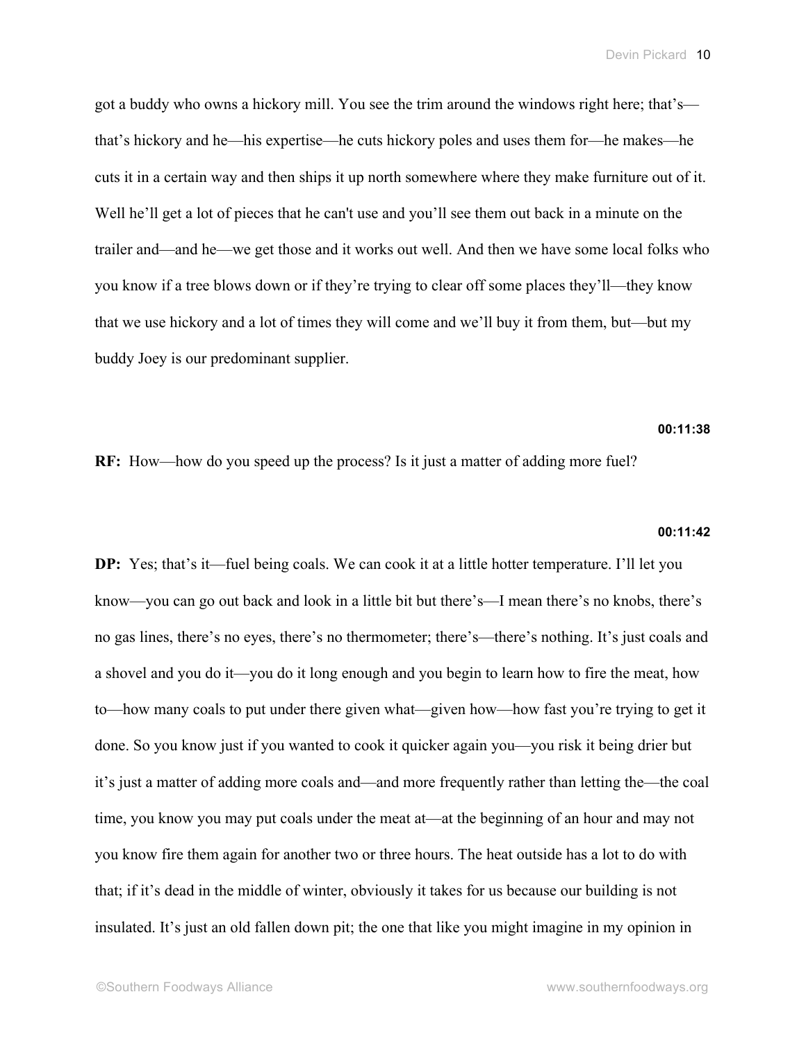got a buddy who owns a hickory mill. You see the trim around the windows right here; that's—that's hickory and he—his expertise—he cuts hickory poles and uses them for—he makes—he cuts it in a certain way and then ships it up north somewhere where they make furniture out of it. Well he'll get a lot of pieces that he can't use and you'll see them out back in a minute on the trailer and—and he—we get those and it works out well. And then we have some local folks who you know if a tree blows down or if they're trying to clear off some places they'll—they know that we use hickory and a lot of times they will come and we'll buy it from them, but—but my buddy Joey is our predominant supplier.

**00:11:38**

**RF:** How—how do you speed up the process? Is it just a matter of adding more fuel?

**00:11:42**

**DP:** Yes; that's it—fuel being coals. We can cook it at a little hotter temperature. I'll let you know—you can go out back and look in a little bit but there's—I mean there's no knobs, there's no gas lines, there's no eyes, there's no thermometer; there's—there's nothing. It's just coals and a shovel and you do it—you do it long enough and you begin to learn how to fire the meat, how to—how many coals to put under there given what—given how—how fast you're trying to get it done. So you know just if you wanted to cook it quicker again you—you risk it being drier but it's just a matter of adding more coals and—and more frequently rather than letting the—the coal time, you know you may put coals under the meat at—at the beginning of an hour and may not you know fire them again for another two or three hours. The heat outside has a lot to do with that; if it's dead in the middle of winter, obviously it takes for us because our building is not insulated. It's just an old fallen down pit; the one that like you might imagine in my opinion in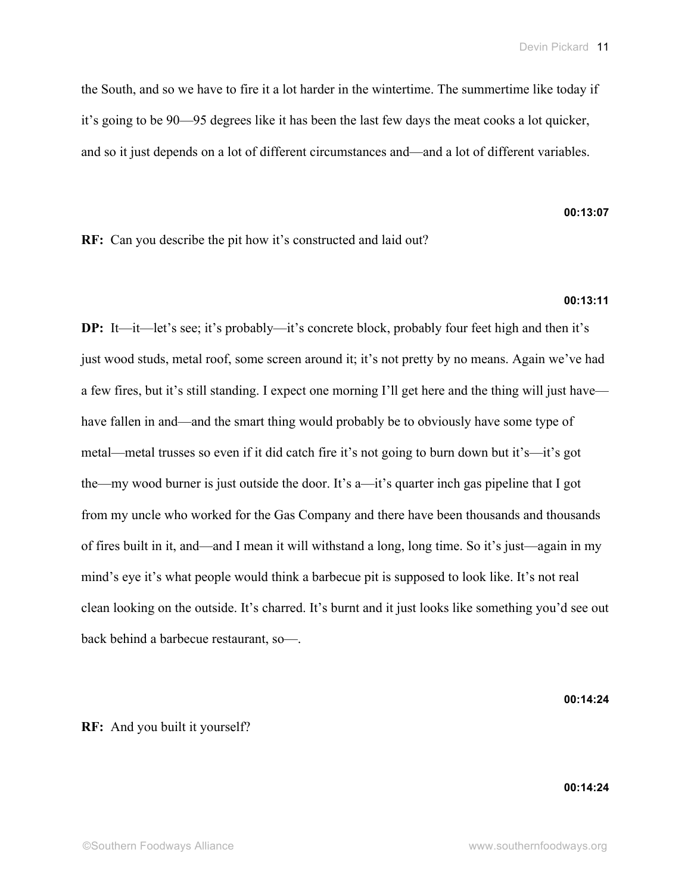the South, and so we have to fire it a lot harder in the wintertime. The summertime like today if it's going to be 90—95 degrees like it has been the last few days the meat cooks a lot quicker, and so it just depends on a lot of different circumstances and—and a lot of different variables.

**00:13:07**

**RF:** Can you describe the pit how it's constructed and laid out?

**00:13:11**

**DP:** It—it—let's see; it's probably—it's concrete block, probably four feet high and then it's just wood studs, metal roof, some screen around it; it's not pretty by no means. Again we've had a few fires, but it's still standing. I expect one morning I'll get here and the thing will just have—have fallen in and—and the smart thing would probably be to obviously have some type of metal—metal trusses so even if it did catch fire it's not going to burn down but it's—it's got the—my wood burner is just outside the door. It's a—it's quarter inch gas pipeline that I got from my uncle who worked for the Gas Company and there have been thousands and thousands of fires built in it, and—and I mean it will withstand a long, long time. So it's just—again in my mind's eye it's what people would think a barbecue pit is supposed to look like. It's not real clean looking on the outside. It's charred. It's burnt and it just looks like something you'd see out back behind a barbecue restaurant, so—.

**00:14:24**

**RF:** And you built it yourself?

**00:14:24**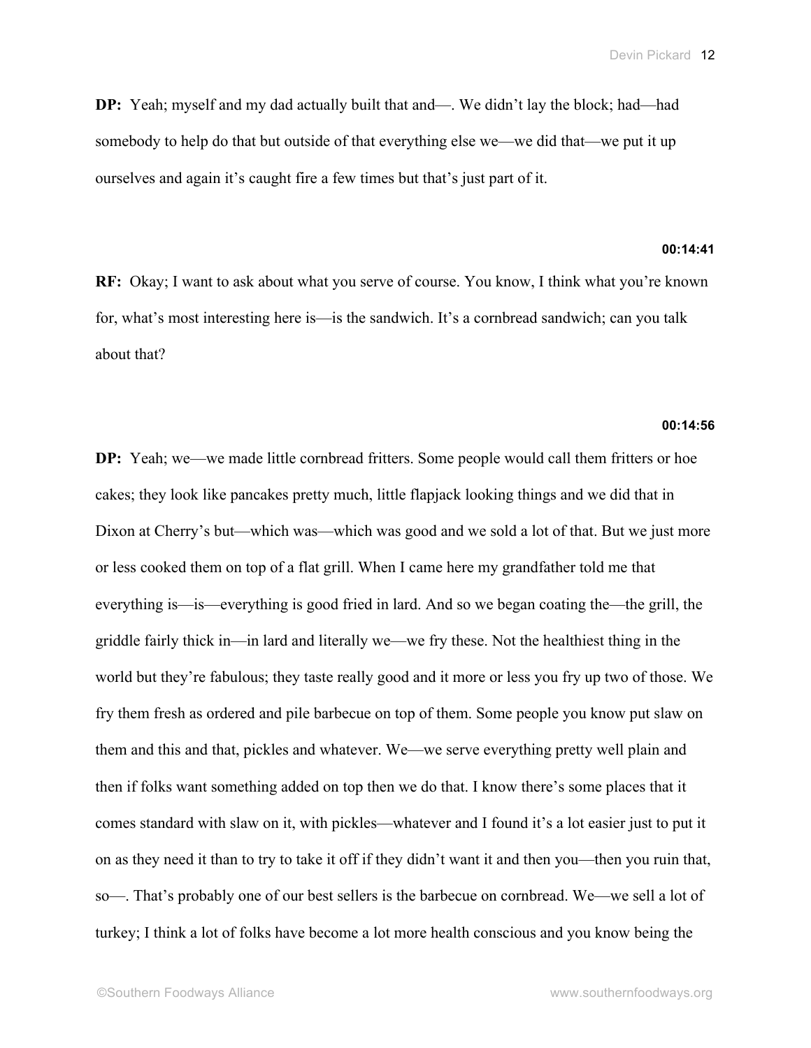**DP:** Yeah; myself and my dad actually built that and—. We didn't lay the block; had—had somebody to help do that but outside of that everything else we—we did that—we put it up ourselves and again it's caught fire a few times but that's just part of it.

**00:14:41**

**RF:** Okay; I want to ask about what you serve of course. You know, I think what you're known for, what's most interesting here is—is the sandwich. It's a cornbread sandwich; can you talk about that?

**00:14:56**

**DP:** Yeah; we—we made little cornbread fritters. Some people would call them fritters or hoe cakes; they look like pancakes pretty much, little flapjack looking things and we did that in Dixon at Cherry's but—which was—which was good and we sold a lot of that. But we just more or less cooked them on top of a flat grill. When I came here my grandfather told me that everything is—is—everything is good fried in lard. And so we began coating the—the grill, the griddle fairly thick in—in lard and literally we—we fry these. Not the healthiest thing in the world but they're fabulous; they taste really good and it more or less you fry up two of those. We fry them fresh as ordered and pile barbecue on top of them. Some people you know put slaw on them and this and that, pickles and whatever. We—we serve everything pretty well plain and then if folks want something added on top then we do that. I know there's some places that it comes standard with slaw on it, with pickles—whatever and I found it's a lot easier just to put it on as they need it than to try to take it off if they didn't want it and then you—then you ruin that, so—. That's probably one of our best sellers is the barbecue on cornbread. We—we sell a lot of turkey; I think a lot of folks have become a lot more health conscious and you know being the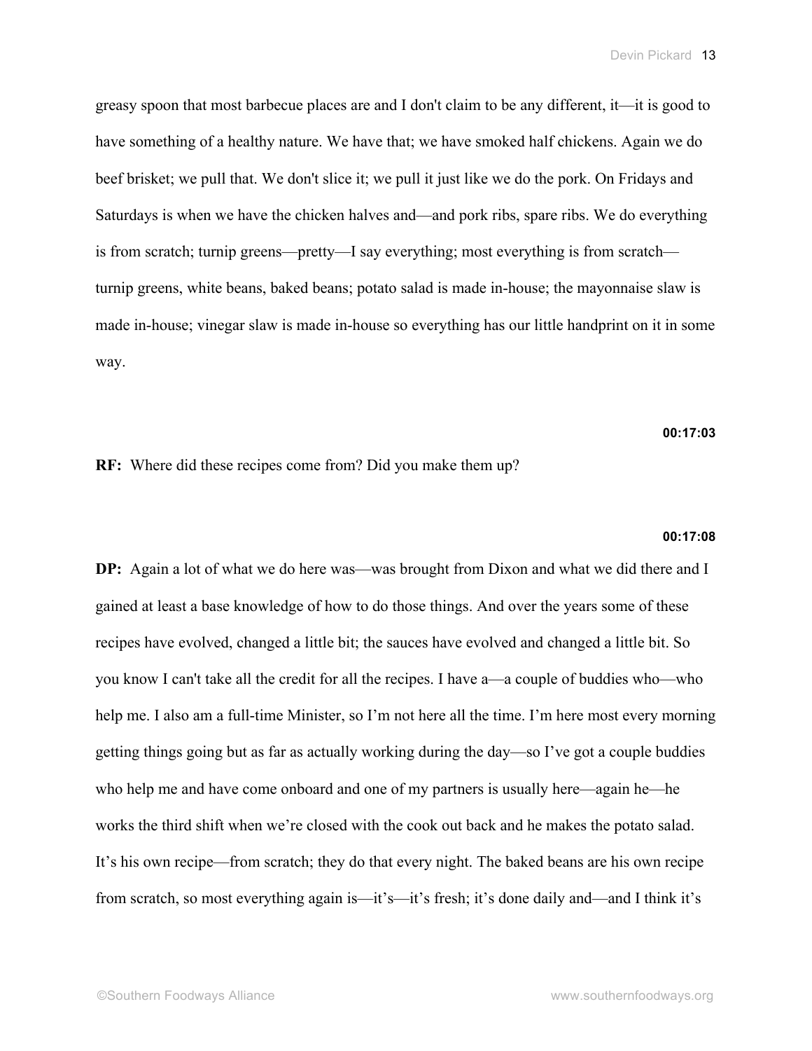greasy spoon that most barbecue places are and I don't claim to be any different, it—it is good to have something of a healthy nature. We have that; we have smoked half chickens. Again we do beef brisket; we pull that. We don't slice it; we pull it just like we do the pork. On Fridays and Saturdays is when we have the chicken halves and—and pork ribs, spare ribs. We do everything is from scratch; turnip greens—pretty—I say everything; most everything is from scratch—turnip greens, white beans, baked beans; potato salad is made in-house; the mayonnaise slaw is made in-house; vinegar slaw is made in-house so everything has our little handprint on it in some way.

**00:17:03**

**RF:** Where did these recipes come from? Did you make them up?

**00:17:08**

**DP:** Again a lot of what we do here was—was brought from Dixon and what we did there and I gained at least a base knowledge of how to do those things. And over the years some of these recipes have evolved, changed a little bit; the sauces have evolved and changed a little bit. So you know I can't take all the credit for all the recipes. I have a—a couple of buddies who—who help me. I also am a full-time Minister, so I'm not here all the time. I'm here most every morning getting things going but as far as actually working during the day—so I've got a couple buddies who help me and have come onboard and one of my partners is usually here—again he—he works the third shift when we're closed with the cook out back and he makes the potato salad. It's his own recipe—from scratch; they do that every night. The baked beans are his own recipe from scratch, so most everything again is—it's—it's fresh; it's done daily and—and I think it's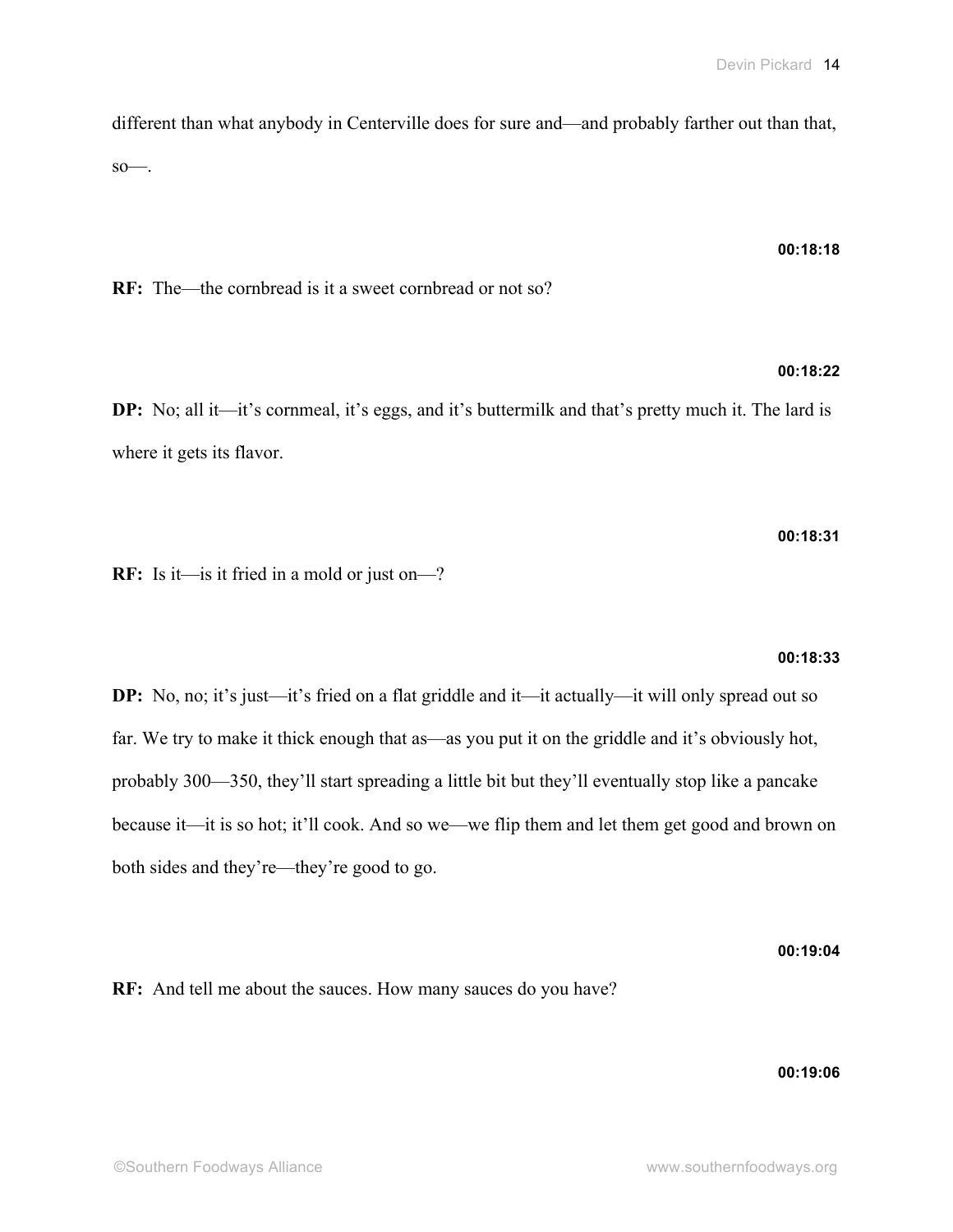different than what anybody in Centerville does for sure and—and probably farther out than that, so—.

**00:18:18**

**RF:** The—the cornbread is it a sweet cornbread or not so?

**00:18:22**

**DP:** No; all it—it's cornmeal, it's eggs, and it's buttermilk and that's pretty much it. The lard is where it gets its flavor.

**00:18:31**

**RF:** Is it—is it fried in a mold or just on—?

**00:18:33**

**DP:** No, no; it's just—it's fried on a flat griddle and it—it actually—it will only spread out so far. We try to make it thick enough that as—as you put it on the griddle and it's obviously hot, probably 300—350, they'll start spreading a little bit but they'll eventually stop like a pancake because it—it is so hot; it'll cook. And so we—we flip them and let them get good and brown on both sides and they're—they're good to go.

**00:19:04**

**RF:** And tell me about the sauces. How many sauces do you have?

**00:19:06**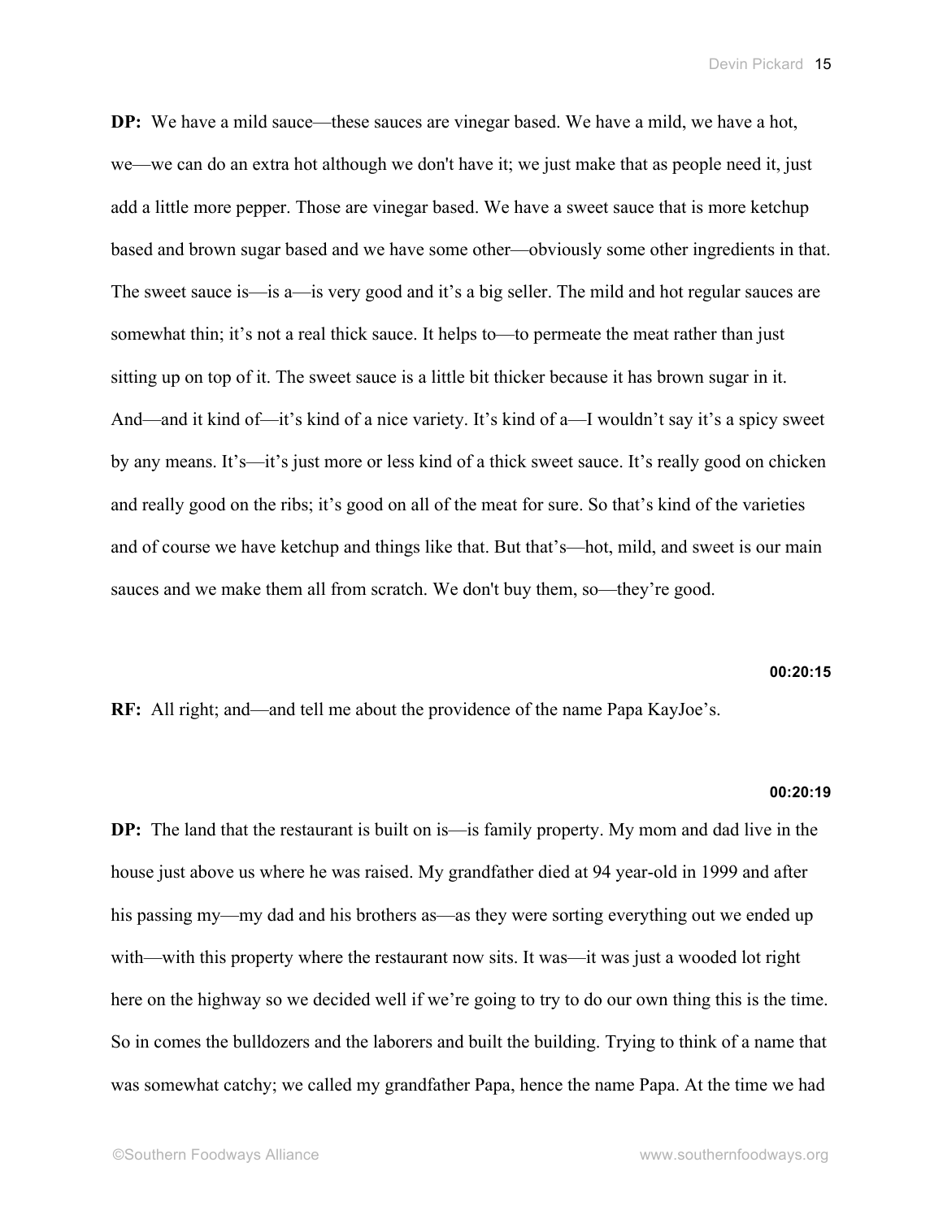**DP:** We have a mild sauce—these sauces are vinegar based. We have a mild, we have a hot, we—we can do an extra hot although we don't have it; we just make that as people need it, just add a little more pepper. Those are vinegar based. We have a sweet sauce that is more ketchup based and brown sugar based and we have some other—obviously some other ingredients in that. The sweet sauce is—is a—is very good and it's a big seller. The mild and hot regular sauces are somewhat thin; it's not a real thick sauce. It helps to—to permeate the meat rather than just sitting up on top of it. The sweet sauce is a little bit thicker because it has brown sugar in it. And—and it kind of—it's kind of a nice variety. It's kind of a—I wouldn't say it's a spicy sweet by any means. It's—it's just more or less kind of a thick sweet sauce. It's really good on chicken and really good on the ribs; it's good on all of the meat for sure. So that's kind of the varieties and of course we have ketchup and things like that. But that's—hot, mild, and sweet is our main sauces and we make them all from scratch. We don't buy them, so—they're good.

**00:20:15**

**RF:** All right; and—and tell me about the providence of the name Papa KayJoe's.

**00:20:19**

**DP:** The land that the restaurant is built on is—is family property. My mom and dad live in the house just above us where he was raised. My grandfather died at 94 year-old in 1999 and after his passing my—my dad and his brothers as—as they were sorting everything out we ended up with—with this property where the restaurant now sits. It was—it was just a wooded lot right here on the highway so we decided well if we're going to try to do our own thing this is the time. So in comes the bulldozers and the laborers and built the building. Trying to think of a name that was somewhat catchy; we called my grandfather Papa, hence the name Papa. At the time we had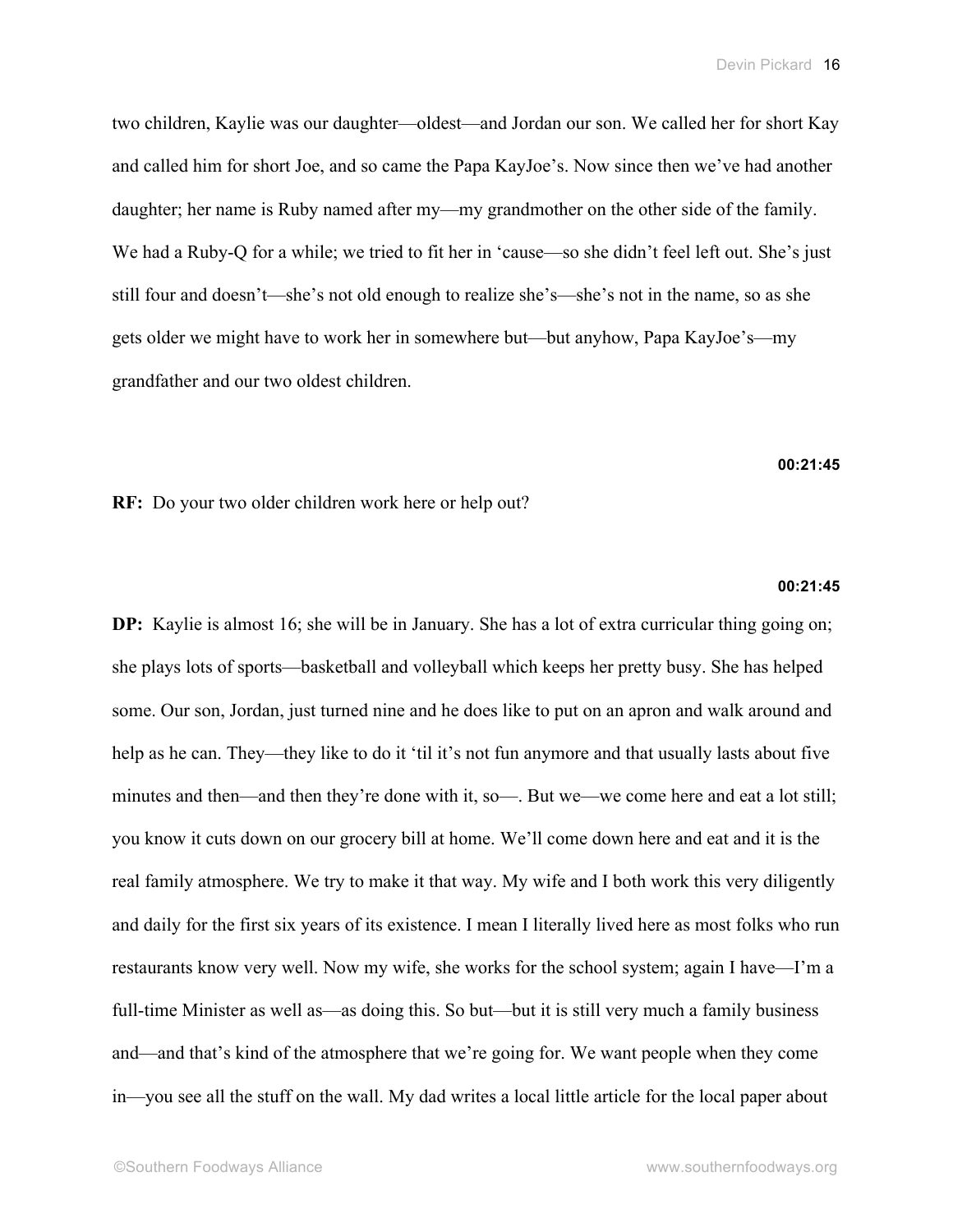two children, Kaylie was our daughter—oldest—and Jordan our son. We called her for short Kay and called him for short Joe, and so came the Papa KayJoe's. Now since then we've had another daughter; her name is Ruby named after my—my grandmother on the other side of the family. We had a Ruby-Q for a while; we tried to fit her in 'cause—so she didn't feel left out. She's just still four and doesn't—she's not old enough to realize she's—she's not in the name, so as she gets older we might have to work her in somewhere but—but anyhow, Papa KayJoe's—my grandfather and our two oldest children.

**00:21:45**

**RF:** Do your two older children work here or help out?

**00:21:45**

**DP:** Kaylie is almost 16; she will be in January. She has a lot of extra curricular thing going on; she plays lots of sports—basketball and volleyball which keeps her pretty busy. She has helped some. Our son, Jordan, just turned nine and he does like to put on an apron and walk around and help as he can. They—they like to do it 'til it's not fun anymore and that usually lasts about five minutes and then—and then they're done with it, so—. But we—we come here and eat a lot still; you know it cuts down on our grocery bill at home. We'll come down here and eat and it is the real family atmosphere. We try to make it that way. My wife and I both work this very diligently and daily for the first six years of its existence. I mean I literally lived here as most folks who run restaurants know very well. Now my wife, she works for the school system; again I have—I'm a full-time Minister as well as—as doing this. So but—but it is still very much a family business and—and that's kind of the atmosphere that we're going for. We want people when they come in—you see all the stuff on the wall. My dad writes a local little article for the local paper about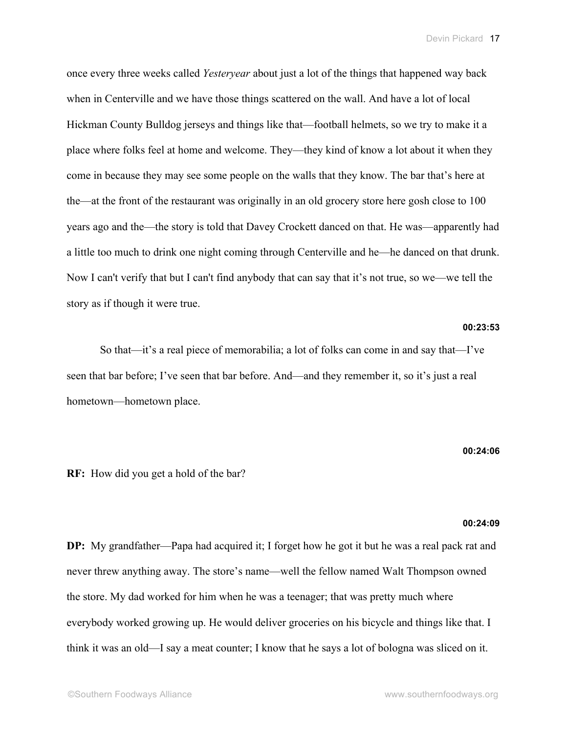once every three weeks called *Yesteryear* about just a lot of the things that happened way back when in Centerville and we have those things scattered on the wall. And have a lot of local Hickman County Bulldog jerseys and things like that—football helmets, so we try to make it a place where folks feel at home and welcome. They—they kind of know a lot about it when they come in because they may see some people on the walls that they know. The bar that's here at the—at the front of the restaurant was originally in an old grocery store here gosh close to 100 years ago and the—the story is told that Davey Crockett danced on that. He was—apparently had a little too much to drink one night coming through Centerville and he—he danced on that drunk. Now I can't verify that but I can't find anybody that can say that it's not true, so we—we tell the story as if though it were true.

**00:23:53**

So that—it's a real piece of memorabilia; a lot of folks can come in and say that—I've seen that bar before; I've seen that bar before. And—and they remember it, so it's just a real hometown—hometown place.

**00:24:06**

**RF:** How did you get a hold of the bar?

**00:24:09**

**DP:** My grandfather—Papa had acquired it; I forget how he got it but he was a real pack rat and never threw anything away. The store's name—well the fellow named Walt Thompson owned the store. My dad worked for him when he was a teenager; that was pretty much where everybody worked growing up. He would deliver groceries on his bicycle and things like that. I think it was an old—I say a meat counter; I know that he says a lot of bologna was sliced on it.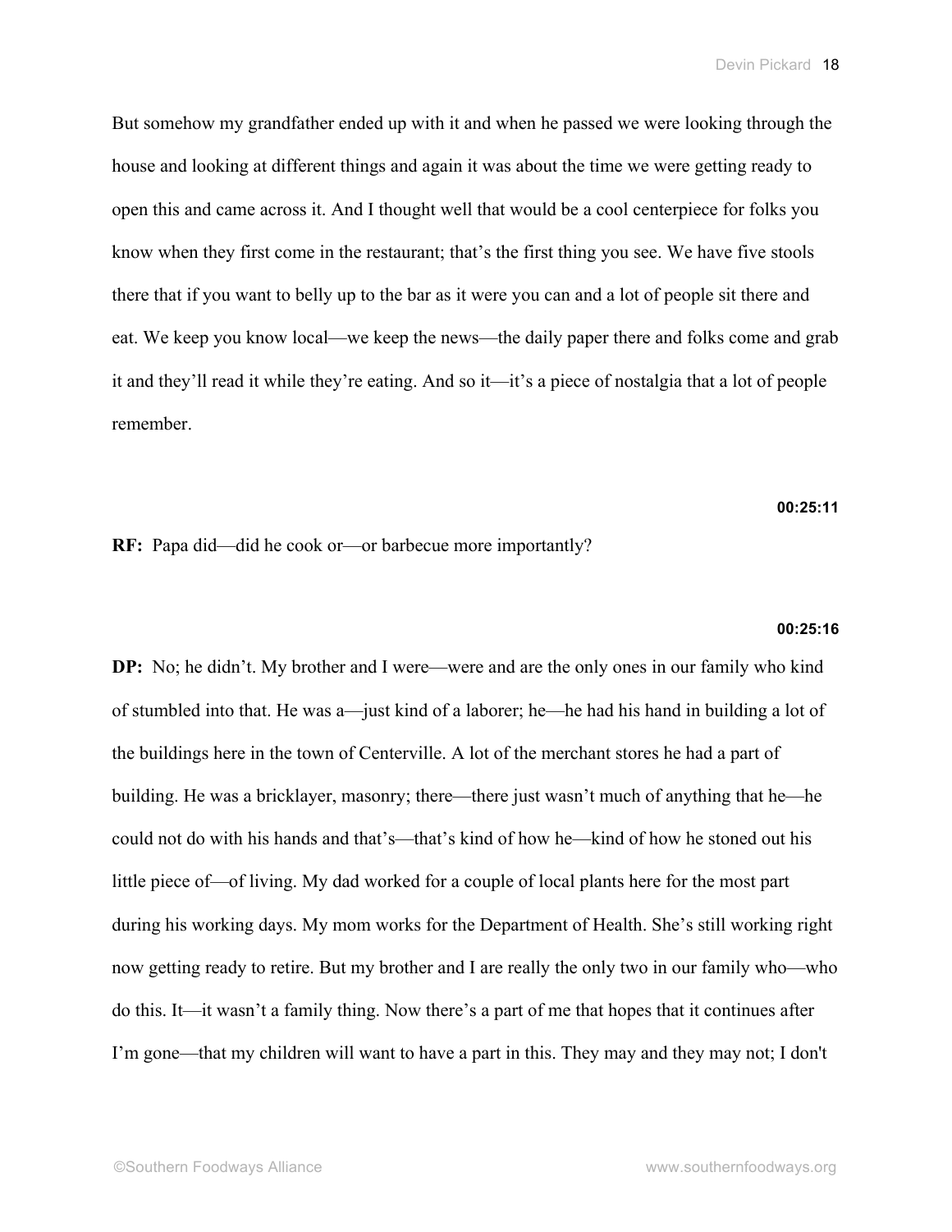But somehow my grandfather ended up with it and when he passed we were looking through the house and looking at different things and again it was about the time we were getting ready to open this and came across it. And I thought well that would be a cool centerpiece for folks you know when they first come in the restaurant; that's the first thing you see. We have five stools there that if you want to belly up to the bar as it were you can and a lot of people sit there and eat. We keep you know local—we keep the news—the daily paper there and folks come and grab it and they'll read it while they're eating. And so it—it's a piece of nostalgia that a lot of people remember.

**00:25:11**

**RF:** Papa did—did he cook or—or barbecue more importantly?

**00:25:16**

**DP:** No; he didn't. My brother and I were—were and are the only ones in our family who kind of stumbled into that. He was a—just kind of a laborer; he—he had his hand in building a lot of the buildings here in the town of Centerville. A lot of the merchant stores he had a part of building. He was a bricklayer, masonry; there—there just wasn't much of anything that he—he could not do with his hands and that's—that's kind of how he—kind of how he stoned out his little piece of—of living. My dad worked for a couple of local plants here for the most part during his working days. My mom works for the Department of Health. She's still working right now getting ready to retire. But my brother and I are really the only two in our family who—who do this. It—it wasn't a family thing. Now there's a part of me that hopes that it continues after I'm gone—that my children will want to have a part in this. They may and they may not; I don't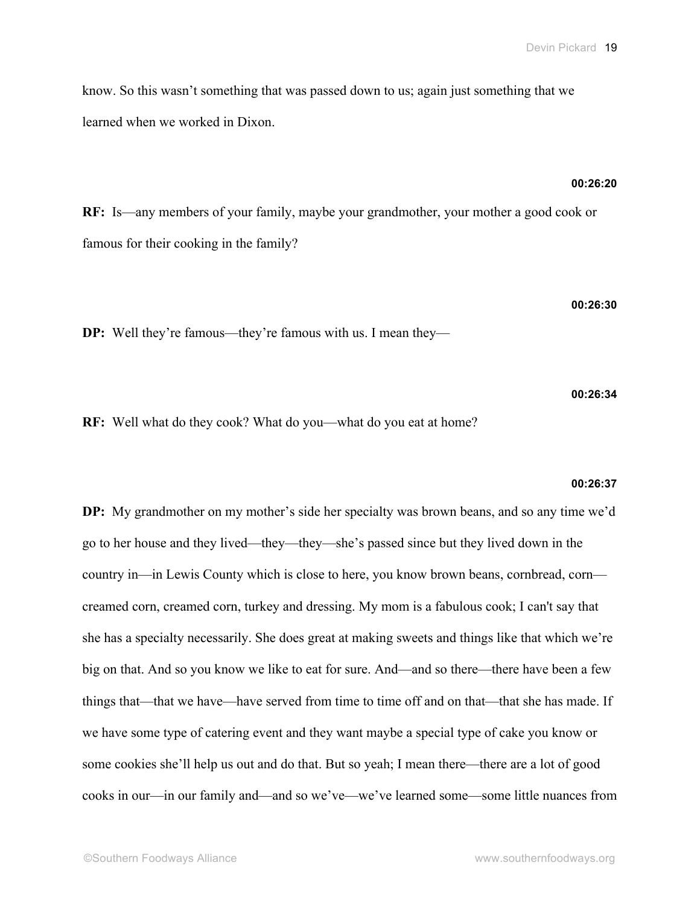know. So this wasn't something that was passed down to us; again just something that we learned when we worked in Dixon.

**00:26:20**

**RF:** Is—any members of your family, maybe your grandmother, your mother a good cook or famous for their cooking in the family?

**00:26:30**

**DP:** Well they're famous—they're famous with us. I mean they—

**00:26:34**

**RF:** Well what do they cook? What do you—what do you eat at home?

**00:26:37**

**DP:** My grandmother on my mother's side her specialty was brown beans, and so any time we'd go to her house and they lived—they—they—she's passed since but they lived down in the country in—in Lewis County which is close to here, you know brown beans, cornbread, corn—creamed corn, creamed corn, turkey and dressing. My mom is a fabulous cook; I can't say that she has a specialty necessarily. She does great at making sweets and things like that which we're big on that. And so you know we like to eat for sure. And—and so there—there have been a few things that—that we have—have served from time to time off and on that—that she has made. If we have some type of catering event and they want maybe a special type of cake you know or some cookies she'll help us out and do that. But so yeah; I mean there—there are a lot of good cooks in our—in our family and—and so we've—we've learned some—some little nuances from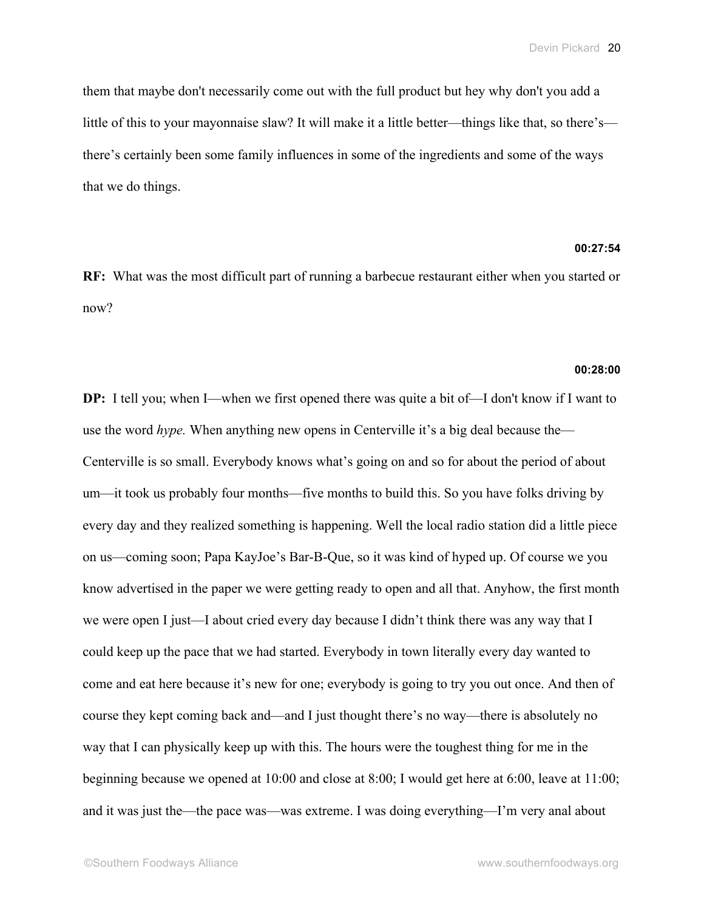them that maybe don't necessarily come out with the full product but hey why don't you add a little of this to your mayonnaise slaw? It will make it a little better—things like that, so there's—there's certainly been some family influences in some of the ingredients and some of the ways that we do things.

**00:27:54**

**RF:** What was the most difficult part of running a barbecue restaurant either when you started or now?

**00:28:00**

**DP:** I tell you; when I—when we first opened there was quite a bit of—I don't know if I want to use the word *hype.* When anything new opens in Centerville it's a big deal because the—Centerville is so small. Everybody knows what's going on and so for about the period of about um—it took us probably four months—five months to build this. So you have folks driving by every day and they realized something is happening. Well the local radio station did a little piece on us—coming soon; Papa KayJoe's Bar-B-Que, so it was kind of hyped up. Of course we you know advertised in the paper we were getting ready to open and all that. Anyhow, the first month we were open I just—I about cried every day because I didn't think there was any way that I could keep up the pace that we had started. Everybody in town literally every day wanted to come and eat here because it's new for one; everybody is going to try you out once. And then of course they kept coming back and—and I just thought there's no way—there is absolutely no way that I can physically keep up with this. The hours were the toughest thing for me in the beginning because we opened at 10:00 and close at 8:00; I would get here at 6:00, leave at 11:00; and it was just the—the pace was—was extreme. I was doing everything—I'm very anal about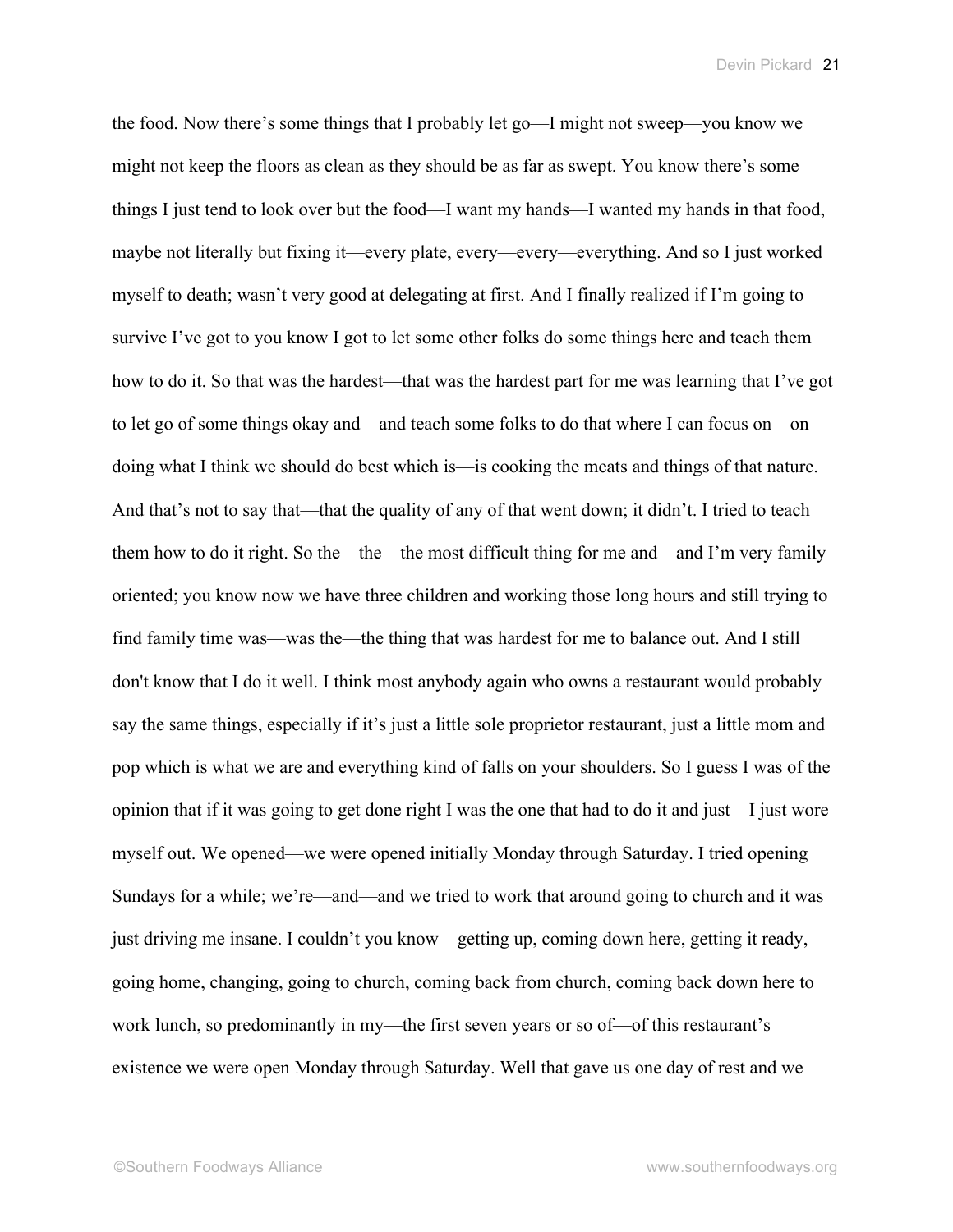the food. Now there's some things that I probably let go—I might not sweep—you know we might not keep the floors as clean as they should be as far as swept. You know there's some things I just tend to look over but the food—I want my hands—I wanted my hands in that food, maybe not literally but fixing it—every plate, every—every—everything. And so I just worked myself to death; wasn't very good at delegating at first. And I finally realized if I'm going to survive I've got to you know I got to let some other folks do some things here and teach them how to do it. So that was the hardest—that was the hardest part for me was learning that I've got to let go of some things okay and—and teach some folks to do that where I can focus on—on doing what I think we should do best which is—is cooking the meats and things of that nature. And that's not to say that—that the quality of any of that went down; it didn't. I tried to teach them how to do it right. So the—the—the most difficult thing for me and—and I'm very family oriented; you know now we have three children and working those long hours and still trying to find family time was—was the—the thing that was hardest for me to balance out. And I still don't know that I do it well. I think most anybody again who owns a restaurant would probably say the same things, especially if it's just a little sole proprietor restaurant, just a little mom and pop which is what we are and everything kind of falls on your shoulders. So I guess I was of the opinion that if it was going to get done right I was the one that had to do it and just—I just wore myself out. We opened—we were opened initially Monday through Saturday. I tried opening Sundays for a while; we're—and—and we tried to work that around going to church and it was just driving me insane. I couldn't you know—getting up, coming down here, getting it ready, going home, changing, going to church, coming back from church, coming back down here to work lunch, so predominantly in my—the first seven years or so of—of this restaurant's existence we were open Monday through Saturday. Well that gave us one day of rest and we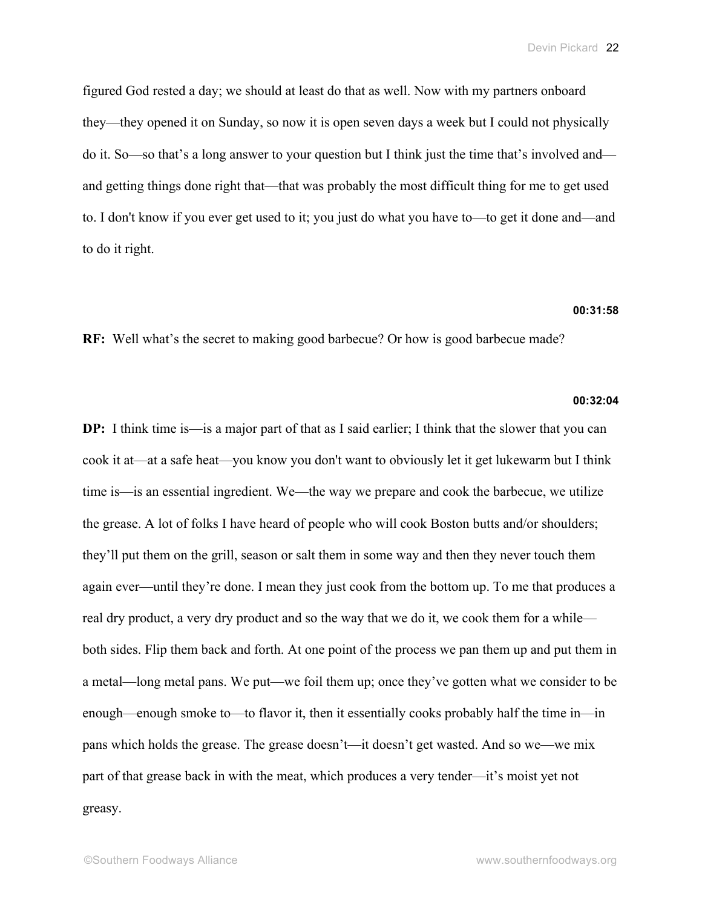figured God rested a day; we should at least do that as well. Now with my partners onboard they—they opened it on Sunday, so now it is open seven days a week but I could not physically do it. So—so that's a long answer to your question but I think just the time that's involved and—and getting things done right that—that was probably the most difficult thing for me to get used to. I don't know if you ever get used to it; you just do what you have to—to get it done and—and to do it right.

**00:31:58**

**RF:** Well what's the secret to making good barbecue? Or how is good barbecue made?

**00:32:04**

**DP:** I think time is—is a major part of that as I said earlier; I think that the slower that you can cook it at—at a safe heat—you know you don't want to obviously let it get lukewarm but I think time is—is an essential ingredient. We—the way we prepare and cook the barbecue, we utilize the grease. A lot of folks I have heard of people who will cook Boston butts and/or shoulders; they'll put them on the grill, season or salt them in some way and then they never touch them again ever—until they're done. I mean they just cook from the bottom up. To me that produces a real dry product, a very dry product and so the way that we do it, we cook them for a while—both sides. Flip them back and forth. At one point of the process we pan them up and put them in a metal—long metal pans. We put—we foil them up; once they've gotten what we consider to be enough—enough smoke to—to flavor it, then it essentially cooks probably half the time in—in pans which holds the grease. The grease doesn't—it doesn't get wasted. And so we—we mix part of that grease back in with the meat, which produces a very tender—it's moist yet not greasy.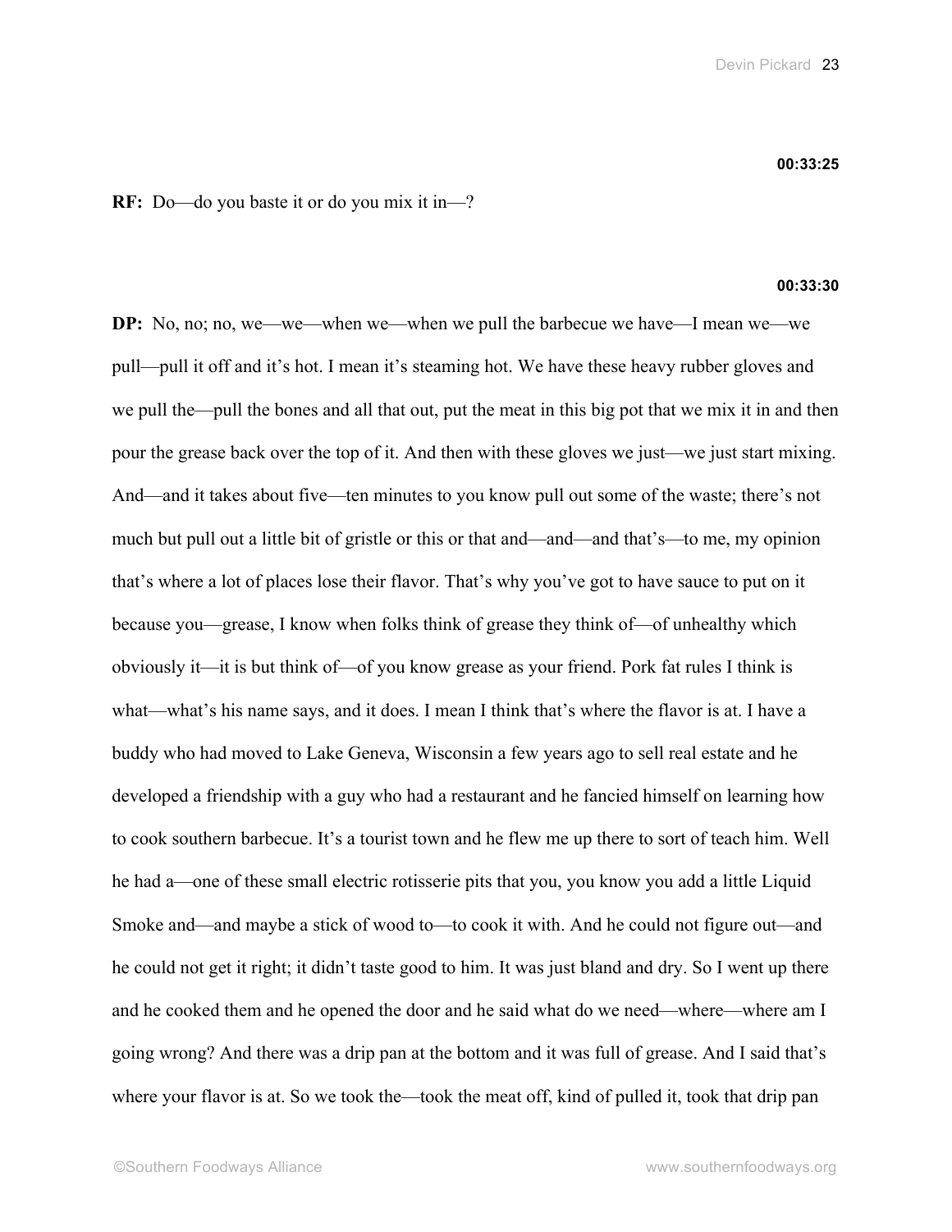**00:33:25**

**RF:** Do—do you baste it or do you mix it in—?

**00:33:30**

**DP:** No, no; no, we—we—when we—when we pull the barbecue we have—I mean we—we pull—pull it off and it's hot. I mean it's steaming hot. We have these heavy rubber gloves and we pull the—pull the bones and all that out, put the meat in this big pot that we mix it in and then pour the grease back over the top of it. And then with these gloves we just—we just start mixing. And—and it takes about five—ten minutes to you know pull out some of the waste; there's not much but pull out a little bit of gristle or this or that and—and—and that's—to me, my opinion that's where a lot of places lose their flavor. That's why you've got to have sauce to put on it because you—grease, I know when folks think of grease they think of—of unhealthy which obviously it—it is but think of—of you know grease as your friend. Pork fat rules I think is what—what's his name says, and it does. I mean I think that's where the flavor is at. I have a buddy who had moved to Lake Geneva, Wisconsin a few years ago to sell real estate and he developed a friendship with a guy who had a restaurant and he fancied himself on learning how to cook southern barbecue. It's a tourist town and he flew me up there to sort of teach him. Well he had a—one of these small electric rotisserie pits that you, you know you add a little Liquid Smoke and—and maybe a stick of wood to—to cook it with. And he could not figure out—and he could not get it right; it didn't taste good to him. It was just bland and dry. So I went up there and he cooked them and he opened the door and he said what do we need—where—where am I going wrong? And there was a drip pan at the bottom and it was full of grease. And I said that's where your flavor is at. So we took the—took the meat off, kind of pulled it, took that drip pan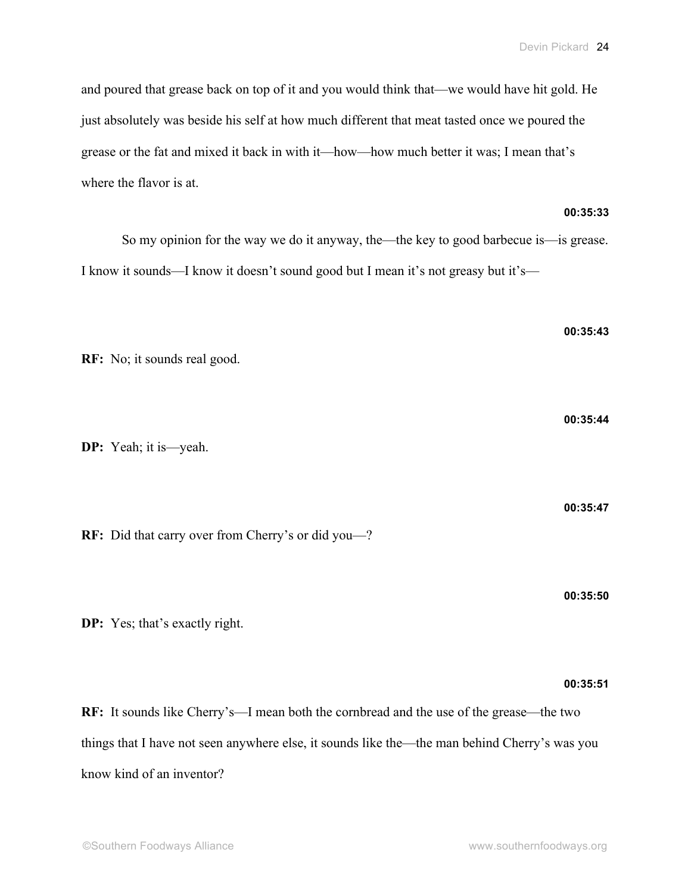and poured that grease back on top of it and you would think that—we would have hit gold. He just absolutely was beside his self at how much different that meat tasted once we poured the grease or the fat and mixed it back in with it—how—how much better it was; I mean that's where the flavor is at.

**00:35:33**

So my opinion for the way we do it anyway, the—the key to good barbecue is—is grease. I know it sounds—I know it doesn't sound good but I mean it's not greasy but it's—

**00:35:43**

**RF:** No; it sounds real good.

**00:35:44**

**DP:** Yeah; it is—yeah.

**00:35:47**

**RF:** Did that carry over from Cherry's or did you—?

**00:35:50**

**DP:** Yes; that's exactly right.

**00:35:51**

**RF:** It sounds like Cherry's—I mean both the cornbread and the use of the grease—the two things that I have not seen anywhere else, it sounds like the—the man behind Cherry's was you know kind of an inventor?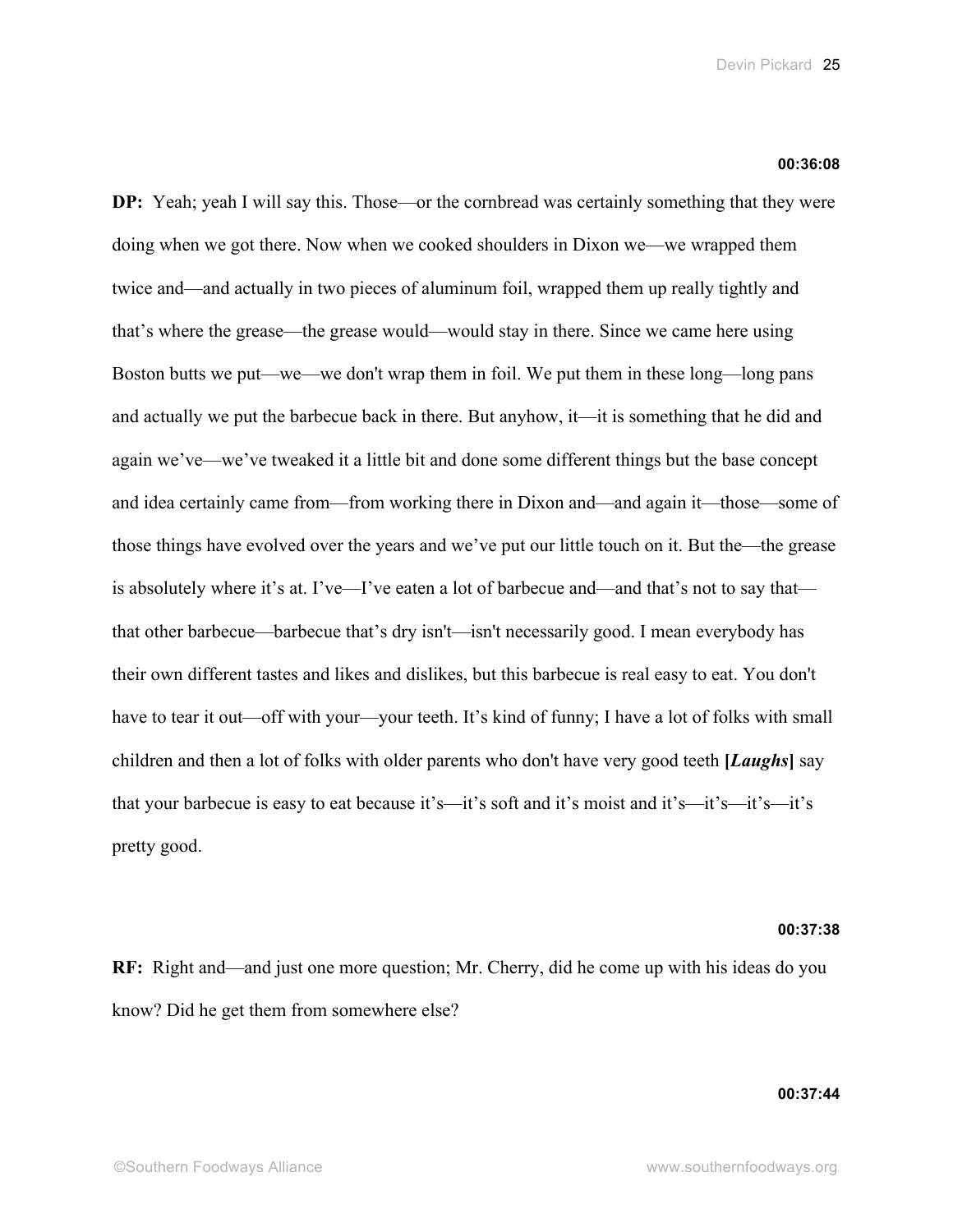**00:36:08**

**DP:** Yeah; yeah I will say this. Those—or the cornbread was certainly something that they were doing when we got there. Now when we cooked shoulders in Dixon we—we wrapped them twice and—and actually in two pieces of aluminum foil, wrapped them up really tightly and that's where the grease—the grease would—would stay in there. Since we came here using Boston butts we put—we—we don't wrap them in foil. We put them in these long—long pans and actually we put the barbecue back in there. But anyhow, it—it is something that he did and again we've—we've tweaked it a little bit and done some different things but the base concept and idea certainly came from—from working there in Dixon and—and again it—those—some of those things have evolved over the years and we've put our little touch on it. But the—the grease is absolutely where it's at. I've—I've eaten a lot of barbecue and—and that's not to say that—that other barbecue—barbecue that's dry isn't—isn't necessarily good. I mean everybody has their own different tastes and likes and dislikes, but this barbecue is real easy to eat. You don't have to tear it out—off with your—your teeth. It's kind of funny; I have a lot of folks with small children and then a lot of folks with older parents who don't have very good teeth **[*Laughs*]** say that your barbecue is easy to eat because it's—it's soft and it's moist and it's—it's—it's—it's pretty good.

**00:37:38**

**RF:** Right and—and just one more question; Mr. Cherry, did he come up with his ideas do you know? Did he get them from somewhere else?

**00:37:44**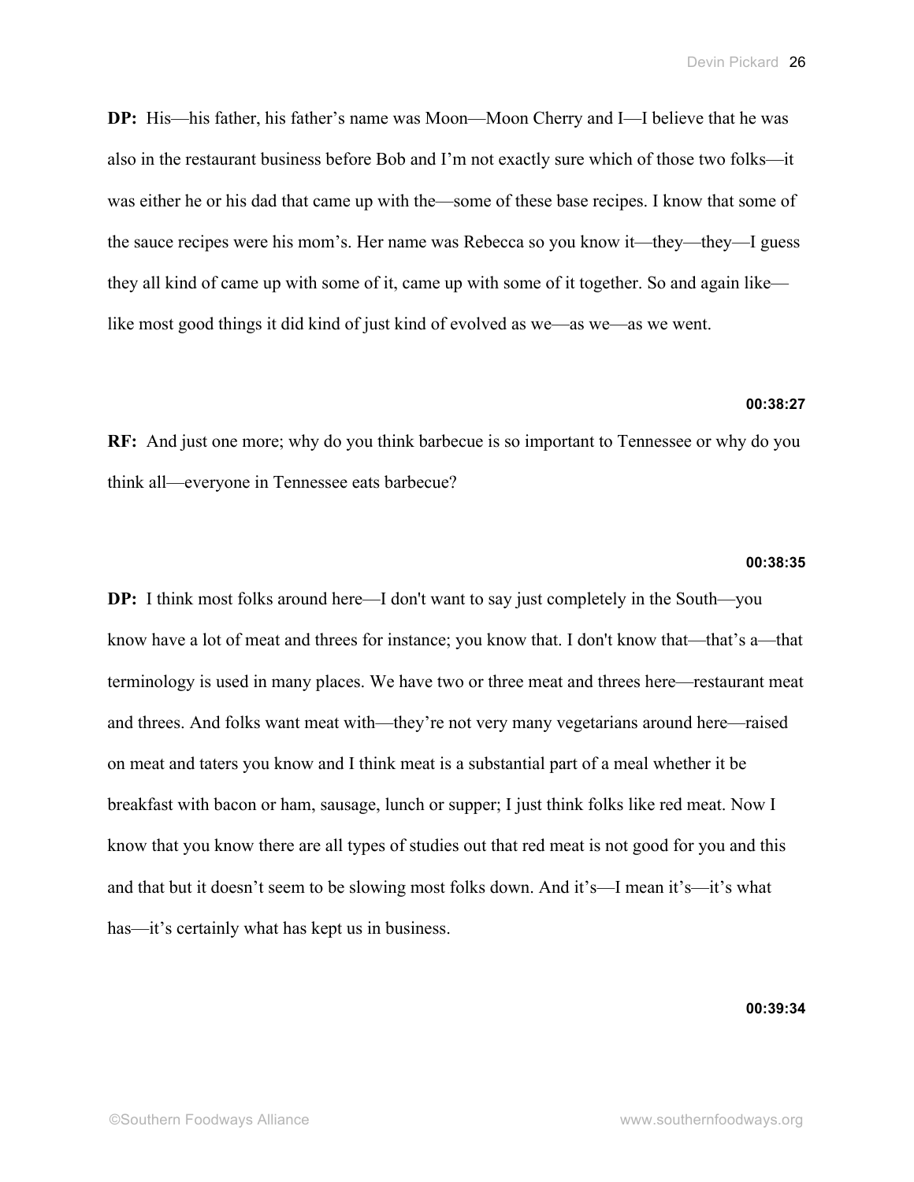**DP:** His—his father, his father's name was Moon—Moon Cherry and I—I believe that he was also in the restaurant business before Bob and I'm not exactly sure which of those two folks—it was either he or his dad that came up with the—some of these base recipes. I know that some of the sauce recipes were his mom's. Her name was Rebecca so you know it—they—they—I guess they all kind of came up with some of it, came up with some of it together. So and again like—like most good things it did kind of just kind of evolved as we—as we—as we went.

**00:38:27**

**RF:** And just one more; why do you think barbecue is so important to Tennessee or why do you think all—everyone in Tennessee eats barbecue?

**00:38:35**

**DP:** I think most folks around here—I don't want to say just completely in the South—you know have a lot of meat and threes for instance; you know that. I don't know that—that's a—that terminology is used in many places. We have two or three meat and threes here—restaurant meat and threes. And folks want meat with—they're not very many vegetarians around here—raised on meat and taters you know and I think meat is a substantial part of a meal whether it be breakfast with bacon or ham, sausage, lunch or supper; I just think folks like red meat. Now I know that you know there are all types of studies out that red meat is not good for you and this and that but it doesn't seem to be slowing most folks down. And it's—I mean it's—it's what has—it's certainly what has kept us in business.

**00:39:34**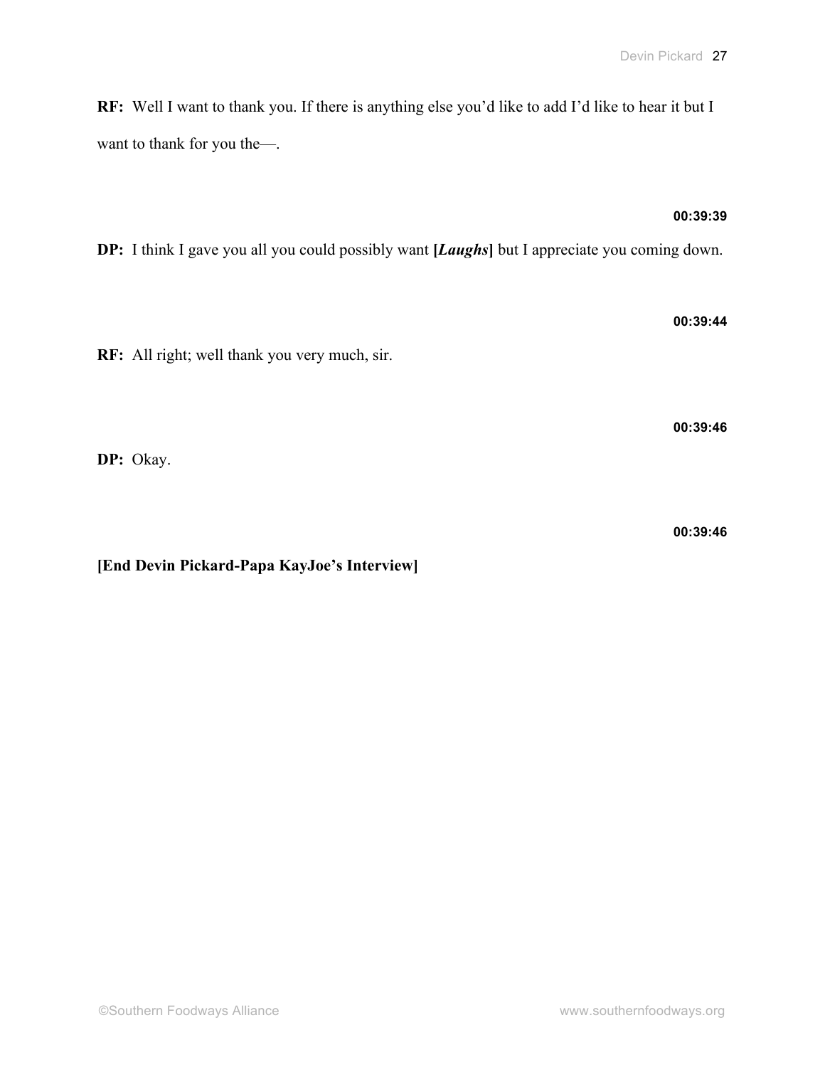**RF:** Well I want to thank you. If there is anything else you'd like to add I'd like to hear it but I want to thank for you the—.

**00:39:39**

**DP:** I think I gave you all you could possibly want **[*Laughs*]** but I appreciate you coming down.

**00:39:44**

**RF:** All right; well thank you very much, sir.

**00:39:46**

**DP:** Okay.

**00:39:46**

**[End Devin Pickard-Papa KayJoe's Interview]**